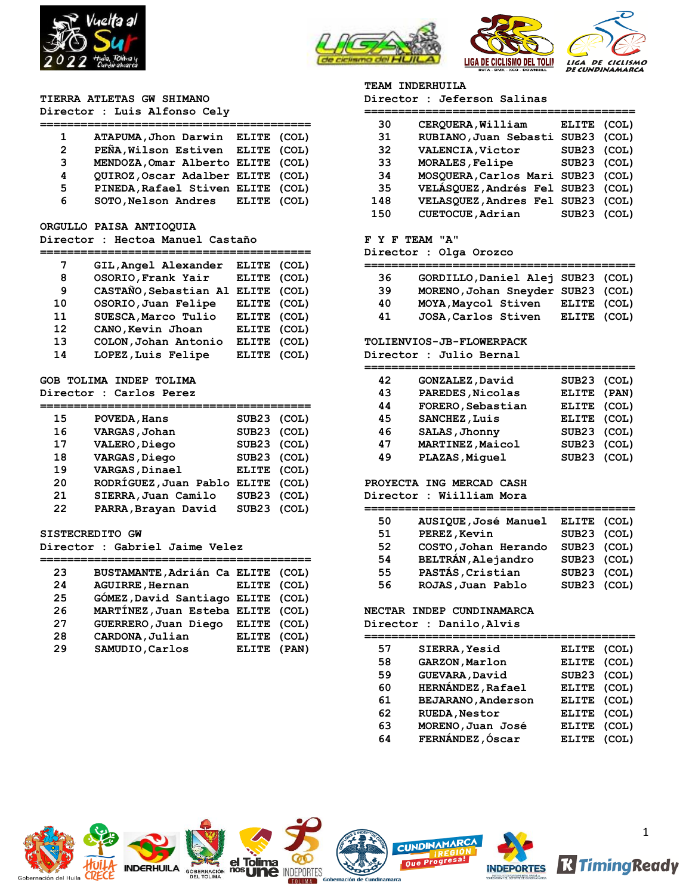## TIERRA ATLETAS GW SHIMANO

Director : Luis Alfonso Cely

| | | | |
|---|---|---|---|
| 1 | ATAPUMA,Jhon Darwin | ELITE | (COL) |
| 2 | PEÑA,Wilson Estiven | ELITE | (COL) |
| 3 | MENDOZA,Omar Alberto | ELITE | (COL) |
| 4 | QUIROZ,Oscar Adalber | ELITE | (COL) |
| 5 | PINEDA,Rafael Stiven | ELITE | (COL) |
| 6 | SOTO,Nelson Andres | ELITE | (COL) |

## ORGULLO PAISA ANTIOQUIA

Director : Hectoa Manuel Castaño

| | | | |
|---|---|---|---|
| 7 | GIL,Angel Alexander | ELITE | (COL) |
| 8 | OSORIO,Frank Yair | ELITE | (COL) |
| 9 | CASTAÑO,Sebastian Al | ELITE | (COL) |
| 10 | OSORIO,Juan Felipe | ELITE | (COL) |
| 11 | SUESCA,Marco Tulio | ELITE | (COL) |
| 12 | CANO,Kevin Jhoan | ELITE | (COL) |
| 13 | COLON,Johan Antonio | ELITE | (COL) |
| 14 | LOPEZ,Luis Felipe | ELITE | (COL) |

## GOB TOLIMA INDEP TOLIMA

Director : Carlos Perez

| | | | |
|---|---|---|---|
| 15 | POVEDA,Hans | SUB23 | (COL) |
| 16 | VARGAS,Johan | SUB23 | (COL) |
| 17 | VALERO,Diego | SUB23 | (COL) |
| 18 | VARGAS,Diego | SUB23 | (COL) |
| 19 | VARGAS,Dinael | ELITE | (COL) |
| 20 | RODRÍGUEZ,Juan Pablo | ELITE | (COL) |
| 21 | SIERRA,Juan Camilo | SUB23 | (COL) |
| 22 | PARRA,Brayan David | SUB23 | (COL) |

## SISTECREDITO GW

Director : Gabriel Jaime Velez

| | | | |
|---|---|---|---|
| 23 | BUSTAMANTE,Adrián Ca | ELITE | (COL) |
| 24 | AGUIRRE,Hernan | ELITE | (COL) |
| 25 | GÓMEZ,David Santiago | ELITE | (COL) |
| 26 | MARTÍNEZ,Juan Esteba | ELITE | (COL) |
| 27 | GUERRERO,Juan Diego | ELITE | (COL) |
| 28 | CARDONA,Julian | ELITE | (COL) |
| 29 | SAMUDIO,Carlos | ELITE | (PAN) |

## TEAM INDERHUILA

Director : Jeferson Salinas

| | | | |
|---|---|---|---|
| 30 | CERQUERA,William | ELITE | (COL) |
| 31 | RUBIANO,Juan Sebasti | SUB23 | (COL) |
| 32 | VALENCIA,Victor | SUB23 | (COL) |
| 33 | MORALES,Felipe | SUB23 | (COL) |
| 34 | MOSQUERA,Carlos Mari | SUB23 | (COL) |
| 35 | VELÁSQUEZ,Andrés Fel | SUB23 | (COL) |
| 148 | VELASQUEZ,Andres Fel | SUB23 | (COL) |
| 150 | CUETOCUE,Adrian | SUB23 | (COL) |

## F Y F TEAM "A"

Director : Olga Orozco

| | | | |
|---|---|---|---|
| 36 | GORDILLO,Daniel Alej | SUB23 | (COL) |
| 39 | MORENO,Johan Sneyder | SUB23 | (COL) |
| 40 | MOYA,Maycol Stiven | ELITE | (COL) |
| 41 | JOSA,Carlos Stiven | ELITE | (COL) |

## TOLIENVIOS-JB-FLOWERPACK

Director : Julio Bernal

| | | | |
|---|---|---|---|
| 42 | GONZALEZ,David | SUB23 | (COL) |
| 43 | PAREDES,Nicolas | ELITE | (PAN) |
| 44 | FORERO,Sebastian | ELITE | (COL) |
| 45 | SANCHEZ,Luis | ELITE | (COL) |
| 46 | SALAS,Jhonny | SUB23 | (COL) |
| 47 | MARTINEZ,Maicol | SUB23 | (COL) |
| 49 | PLAZAS,Miguel | SUB23 | (COL) |

## PROYECTA ING MERCAD CASH

Director : Wiilliam Mora

| | | | |
|---|---|---|---|
| 50 | AUSIQUE,José Manuel | ELITE | (COL) |
| 51 | PEREZ,Kevin | SUB23 | (COL) |
| 52 | COSTO,Johan Herando | SUB23 | (COL) |
| 54 | BELTRÁN,Alejandro | SUB23 | (COL) |
| 55 | PASTÁS,Cristian | SUB23 | (COL) |
| 56 | ROJAS,Juan Pablo | SUB23 | (COL) |

## NECTAR INDEP CUNDINAMARCA

Director : Danilo,Alvis

| | | | |
|---|---|---|---|
| 57 | SIERRA,Yesid | ELITE | (COL) |
| 58 | GARZON,Marlon | ELITE | (COL) |
| 59 | GUEVARA,David | SUB23 | (COL) |
| 60 | HERNÁNDEZ,Rafael | ELITE | (COL) |
| 61 | BEJARANO,Anderson | ELITE | (COL) |
| 62 | RUEDA,Nestor | ELITE | (COL) |
| 63 | MORENO,Juan José | ELITE | (COL) |
| 64 | FERNÁNDEZ,Óscar | ELITE | (COL) |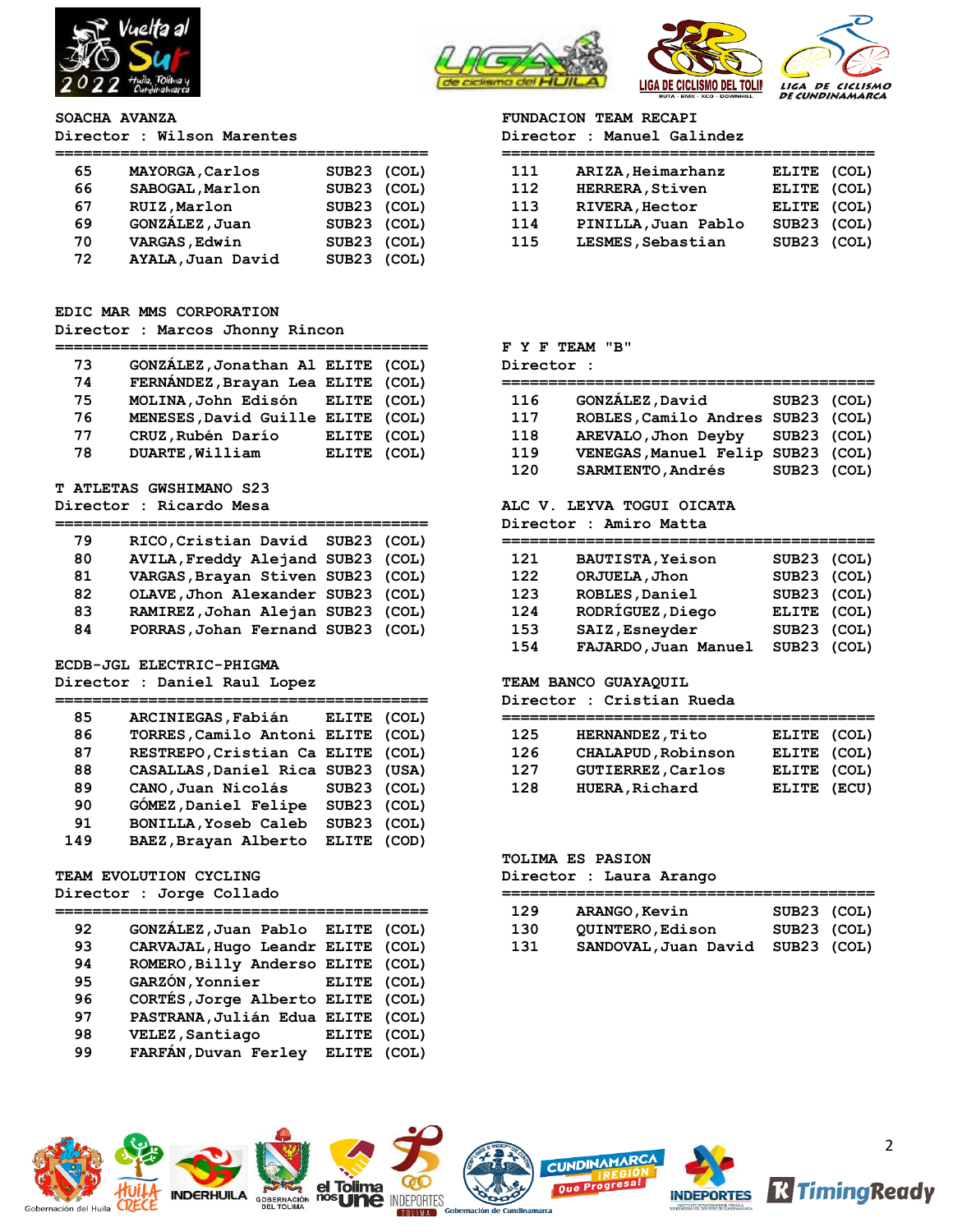## SOACHA AVANZA

Director : Wilson Marentes

| | | | |
|---|---|---|---|
| 65 | MAYORGA,Carlos | SUB23 | (COL) |
| 66 | SABOGAL,Marlon | SUB23 | (COL) |
| 67 | RUIZ,Marlon | SUB23 | (COL) |
| 69 | GONZÁLEZ,Juan | SUB23 | (COL) |
| 70 | VARGAS,Edwin | SUB23 | (COL) |
| 72 | AYALA,Juan David | SUB23 | (COL) |

## EDIC MAR MMS CORPORATION

Director : Marcos Jhonny Rincon

| | | | |
|---|---|---|---|
| 73 | GONZÁLEZ,Jonathan Al | ELITE | (COL) |
| 74 | FERNÁNDEZ,Brayan Lea | ELITE | (COL) |
| 75 | MOLINA,John Edisón | ELITE | (COL) |
| 76 | MENESES,David Guille | ELITE | (COL) |
| 77 | CRUZ,Rubén Darío | ELITE | (COL) |
| 78 | DUARTE,William | ELITE | (COL) |

## T ATLETAS GWSHIMANO S23

Director : Ricardo Mesa

| | | | |
|---|---|---|---|
| 79 | RICO,Cristian David | SUB23 | (COL) |
| 80 | AVILA,Freddy Alejand | SUB23 | (COL) |
| 81 | VARGAS,Brayan Stiven | SUB23 | (COL) |
| 82 | OLAVE,Jhon Alexander | SUB23 | (COL) |
| 83 | RAMIREZ,Johan Alejan | SUB23 | (COL) |
| 84 | PORRAS,Johan Fernand | SUB23 | (COL) |

## ECDB-JGL ELECTRIC-PHIGMA

Director : Daniel Raul Lopez

| | | | |
|---|---|---|---|
| 85 | ARCINIEGAS,Fabián | ELITE | (COL) |
| 86 | TORRES,Camilo Antoni | ELITE | (COL) |
| 87 | RESTREPO,Cristian Ca | ELITE | (COL) |
| 88 | CASALLAS,Daniel Rica | SUB23 | (USA) |
| 89 | CANO,Juan Nicolás | SUB23 | (COL) |
| 90 | GÓMEZ,Daniel Felipe | SUB23 | (COL) |
| 91 | BONILLA,Yoseb Caleb | SUB23 | (COL) |
| 149 | BAEZ,Brayan Alberto | ELITE | (COD) |

## TEAM EVOLUTION CYCLING

Director : Jorge Collado

| | | | |
|---|---|---|---|
| 92 | GONZÁLEZ,Juan Pablo | ELITE | (COL) |
| 93 | CARVAJAL,Hugo Leandr | ELITE | (COL) |
| 94 | ROMERO,Billy Anderso | ELITE | (COL) |
| 95 | GARZÓN,Yonnier | ELITE | (COL) |
| 96 | CORTÉS,Jorge Alberto | ELITE | (COL) |
| 97 | PASTRANA,Julián Edua | ELITE | (COL) |
| 98 | VELEZ,Santiago | ELITE | (COL) |
| 99 | FARFÁN,Duvan Ferley | ELITE | (COL) |

## FUNDACION TEAM RECAPI

Director : Manuel Galindez

| | | | |
|---|---|---|---|
| 111 | ARIZA,Heimarhanz | ELITE | (COL) |
| 112 | HERRERA,Stiven | ELITE | (COL) |
| 113 | RIVERA,Hector | ELITE | (COL) |
| 114 | PINILLA,Juan Pablo | SUB23 | (COL) |
| 115 | LESMES,Sebastian | SUB23 | (COL) |

## F Y F TEAM "B"

Director :

| | | | |
|---|---|---|---|
| 116 | GONZÁLEZ,David | SUB23 | (COL) |
| 117 | ROBLES,Camilo Andres | SUB23 | (COL) |
| 118 | AREVALO,Jhon Deyby | SUB23 | (COL) |
| 119 | VENEGAS,Manuel Felip | SUB23 | (COL) |
| 120 | SARMIENTO,Andrés | SUB23 | (COL) |

## ALC V. LEYVA TOGUI OICATA

Director : Amiro Matta

| | | | |
|---|---|---|---|
| 121 | BAUTISTA,Yeison | SUB23 | (COL) |
| 122 | ORJUELA,Jhon | SUB23 | (COL) |
| 123 | ROBLES,Daniel | SUB23 | (COL) |
| 124 | RODRÍGUEZ,Diego | ELITE | (COL) |
| 153 | SAIZ,Esneyder | SUB23 | (COL) |
| 154 | FAJARDO,Juan Manuel | SUB23 | (COL) |

## TEAM BANCO GUAYAQUIL

Director : Cristian Rueda

| | | | |
|---|---|---|---|
| 125 | HERNANDEZ,Tito | ELITE | (COL) |
| 126 | CHALAPUD,Robinson | ELITE | (COL) |
| 127 | GUTIERREZ,Carlos | ELITE | (COL) |
| 128 | HUERA,Richard | ELITE | (ECU) |

## TOLIMA ES PASION

Director : Laura Arango

| | | | |
|---|---|---|---|
| 129 | ARANGO,Kevin | SUB23 | (COL) |
| 130 | QUINTERO,Edison | SUB23 | (COL) |
| 131 | SANDOVAL,Juan David | SUB23 | (COL) |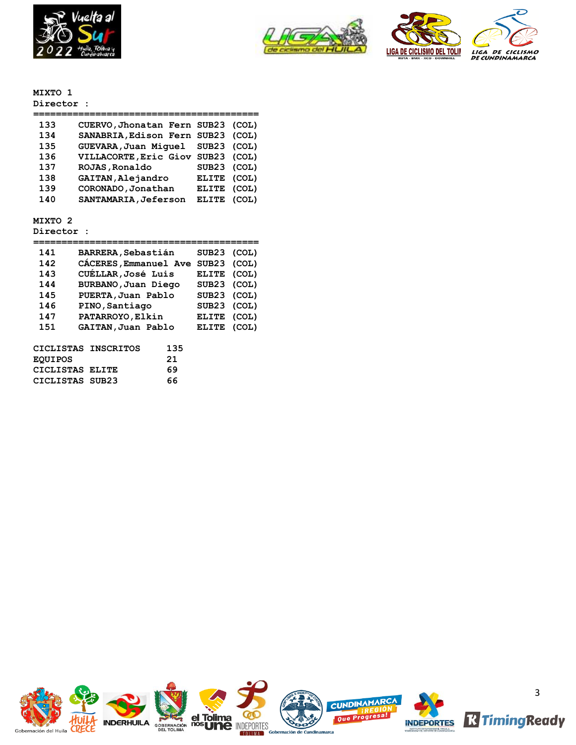**MIXTO 1**
**Director :**

| | | | |
|---|---|---|---|
| 133 | CUERVO,Jhonatan Fern | SUB23 | (COL) |
| 134 | SANABRIA,Edison Fern | SUB23 | (COL) |
| 135 | GUEVARA,Juan Miguel | SUB23 | (COL) |
| 136 | VILLACORTE,Eric Giov | SUB23 | (COL) |
| 137 | ROJAS,Ronaldo | SUB23 | (COL) |
| 138 | GAITAN,Alejandro | ELITE | (COL) |
| 139 | CORONADO,Jonathan | ELITE | (COL) |
| 140 | SANTAMARIA,Jeferson | ELITE | (COL) |

**MIXTO 2**
**Director :**

| | | | |
|---|---|---|---|
| 141 | BARRERA,Sebastián | SUB23 | (COL) |
| 142 | CÁCERES,Emmanuel Ave | SUB23 | (COL) |
| 143 | CUÉLLAR,José Luis | ELITE | (COL) |
| 144 | BURBANO,Juan Diego | SUB23 | (COL) |
| 145 | PUERTA,Juan Pablo | SUB23 | (COL) |
| 146 | PINO,Santiago | SUB23 | (COL) |
| 147 | PATARROYO,Elkin | ELITE | (COL) |
| 151 | GAITAN,Juan Pablo | ELITE | (COL) |

| | |
|---|---|
| CICLISTAS INSCRITOS | 135 |
| EQUIPOS | 21 |
| CICLISTAS ELITE | 69 |
| CICLISTAS SUB23 | 66 |